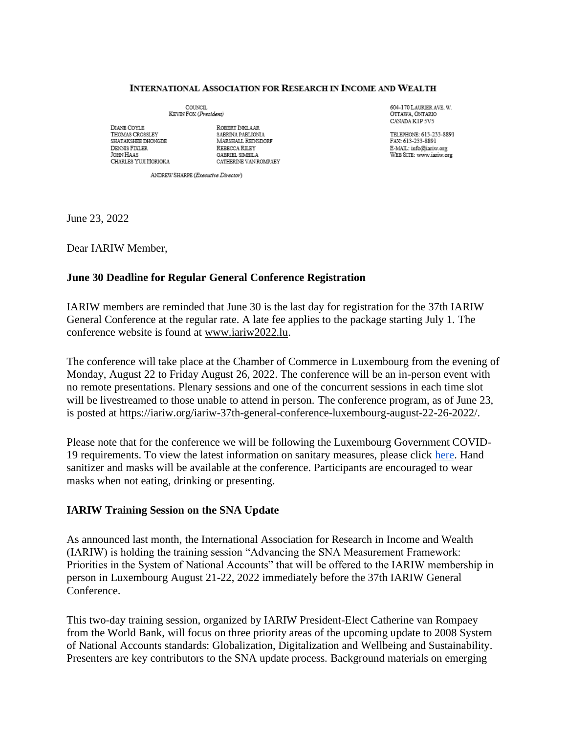**INTERNATIONAL ASSOCIATION FOR RESEARCH IN INCOME AND WEALTH**

COUNCIL
KEVIN FOX (*President*)

DIANE COYLE
THOMAS CROSSLEY
SHATAKSHEE DHONGDE
DENNIS FIXLER
JOHN HAAS
CHARLES YUJI HORIOKA

ROBERT INKLAAR
SABRINA PABLIONIA
MARSHALL REINSDORF
REBECCA RILEY
GABRIEL SIMBILA
CATHERINE VAN ROMPAEY

ANDREW SHARPE (*Executive Director*)

604-170 LAURIER AVE. W.
OTTAWA, ONTARIO
CANADA K1P 5V5

TELEPHONE: 613-233-8891
FAX: 613-233-8891
E-MAIL: info@iariw.org
WEB SITE: www.iariw.org

June 23, 2022

Dear IARIW Member,

**June 30 Deadline for Regular General Conference Registration**

IARIW members are reminded that June 30 is the last day for registration for the 37th IARIW General Conference at the regular rate. A late fee applies to the package starting July 1. The conference website is found at www.iariw2022.lu.

The conference will take place at the Chamber of Commerce in Luxembourg from the evening of Monday, August 22 to Friday August 26, 2022. The conference will be an in-person event with no remote presentations. Plenary sessions and one of the concurrent sessions in each time slot will be livestreamed to those unable to attend in person. The conference program, as of June 23, is posted at https://iariw.org/iariw-37th-general-conference-luxembourg-august-22-26-2022/.

Please note that for the conference we will be following the Luxembourg Government COVID-19 requirements. To view the latest information on sanitary measures, please click here. Hand sanitizer and masks will be available at the conference. Participants are encouraged to wear masks when not eating, drinking or presenting.

**IARIW Training Session on the SNA Update**

As announced last month, the International Association for Research in Income and Wealth (IARIW) is holding the training session "Advancing the SNA Measurement Framework: Priorities in the System of National Accounts" that will be offered to the IARIW membership in person in Luxembourg August 21-22, 2022 immediately before the 37th IARIW General Conference.

This two-day training session, organized by IARIW President-Elect Catherine van Rompaey from the World Bank, will focus on three priority areas of the upcoming update to 2008 System of National Accounts standards: Globalization, Digitalization and Wellbeing and Sustainability. Presenters are key contributors to the SNA update process. Background materials on emerging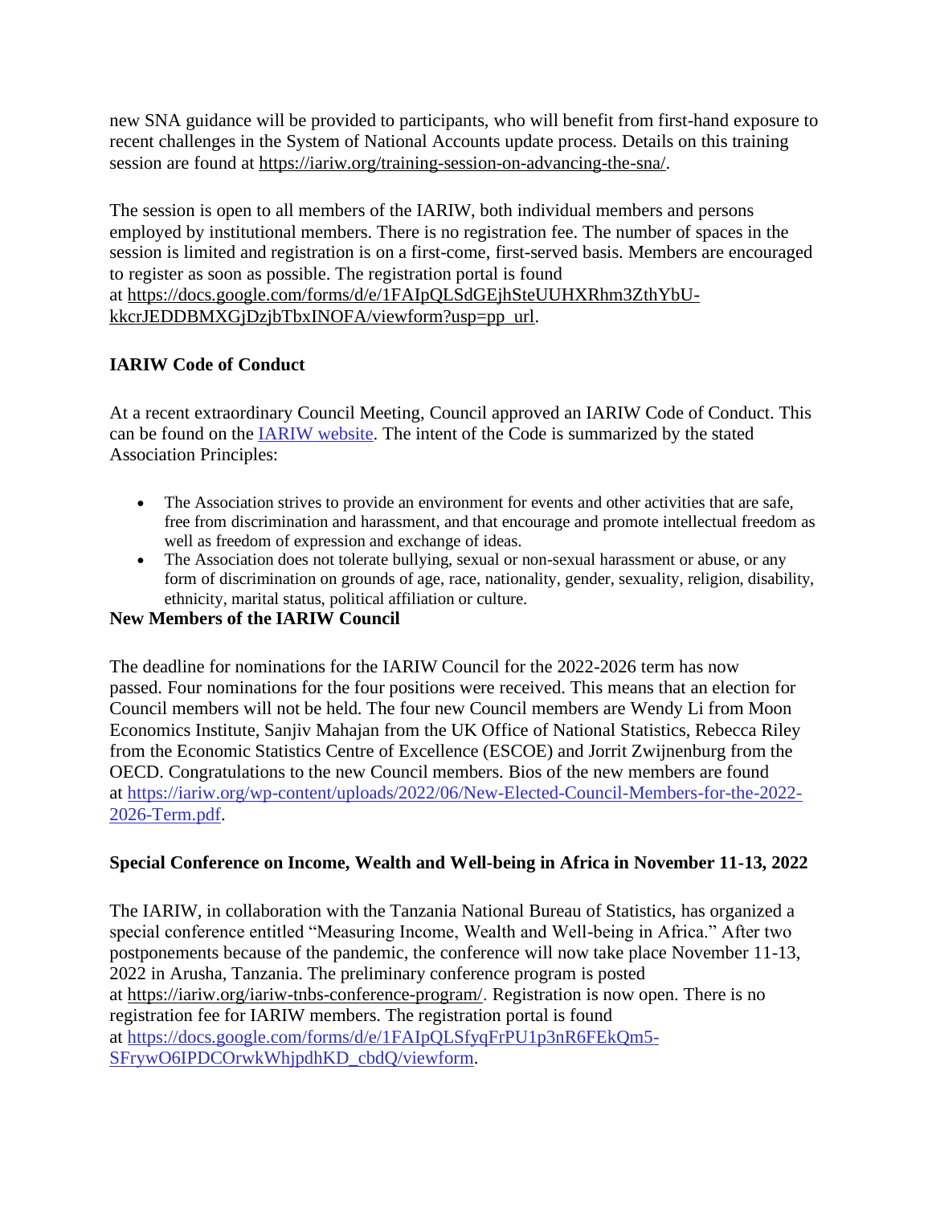new SNA guidance will be provided to participants, who will benefit from first-hand exposure to recent challenges in the System of National Accounts update process. Details on this training session are found at https://iariw.org/training-session-on-advancing-the-sna/.

The session is open to all members of the IARIW, both individual members and persons employed by institutional members. There is no registration fee. The number of spaces in the session is limited and registration is on a first-come, first-served basis. Members are encouraged to register as soon as possible. The registration portal is found at https://docs.google.com/forms/d/e/1FAIpQLSdGEjhSteUUHXRhm3ZthYbU-kkcrJEDDBMXGjDzjbTbxINOFA/viewform?usp=pp_url.

**IARIW Code of Conduct**

At a recent extraordinary Council Meeting, Council approved an IARIW Code of Conduct. This can be found on the IARIW website. The intent of the Code is summarized by the stated Association Principles:

- The Association strives to provide an environment for events and other activities that are safe, free from discrimination and harassment, and that encourage and promote intellectual freedom as well as freedom of expression and exchange of ideas.
- The Association does not tolerate bullying, sexual or non-sexual harassment or abuse, or any form of discrimination on grounds of age, race, nationality, gender, sexuality, religion, disability, ethnicity, marital status, political affiliation or culture.

**New Members of the IARIW Council**

The deadline for nominations for the IARIW Council for the 2022-2026 term has now passed. Four nominations for the four positions were received. This means that an election for Council members will not be held. The four new Council members are Wendy Li from Moon Economics Institute, Sanjiv Mahajan from the UK Office of National Statistics, Rebecca Riley from the Economic Statistics Centre of Excellence (ESCOE) and Jorrit Zwijnenburg from the OECD. Congratulations to the new Council members. Bios of the new members are found at https://iariw.org/wp-content/uploads/2022/06/New-Elected-Council-Members-for-the-2022-2026-Term.pdf.

**Special Conference on Income, Wealth and Well-being in Africa in November 11-13, 2022**

The IARIW, in collaboration with the Tanzania National Bureau of Statistics, has organized a special conference entitled "Measuring Income, Wealth and Well-being in Africa." After two postponements because of the pandemic, the conference will now take place November 11-13, 2022 in Arusha, Tanzania. The preliminary conference program is posted at https://iariw.org/iariw-tnbs-conference-program/. Registration is now open. There is no registration fee for IARIW members. The registration portal is found at https://docs.google.com/forms/d/e/1FAIpQLSfyqFrPU1p3nR6FEkQm5-SFrywO6IPDCOrwkWhjpdhKD_cbdQ/viewform.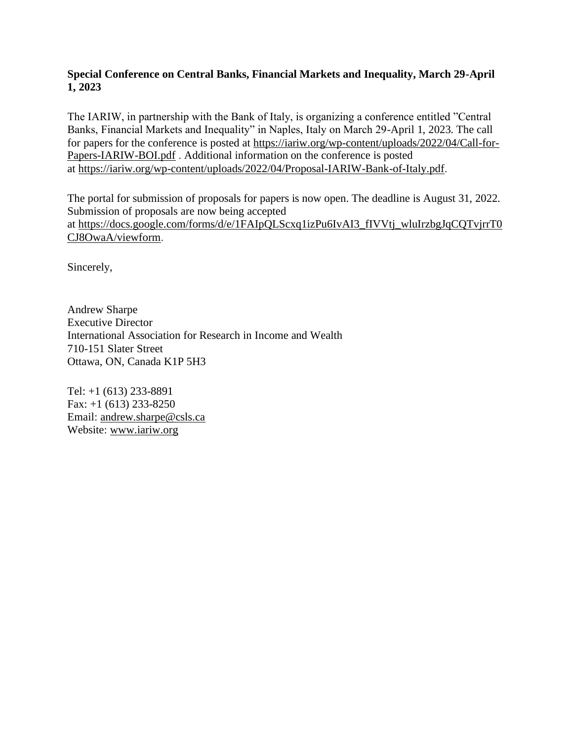**Special Conference on Central Banks, Financial Markets and Inequality, March 29-April 1, 2023**

The IARIW, in partnership with the Bank of Italy, is organizing a conference entitled "Central Banks, Financial Markets and Inequality" in Naples, Italy on March 29-April 1, 2023. The call for papers for the conference is posted at https://iariw.org/wp-content/uploads/2022/04/Call-for-Papers-IARIW-BOI.pdf . Additional information on the conference is posted at https://iariw.org/wp-content/uploads/2022/04/Proposal-IARIW-Bank-of-Italy.pdf.

The portal for submission of proposals for papers is now open. The deadline is August 31, 2022. Submission of proposals are now being accepted at https://docs.google.com/forms/d/e/1FAIpQLScxq1izPu6IvAI3_fIVVtj_wluIrzbgJqCQTvjrrT0CJ8OwaA/viewform.

Sincerely,

Andrew Sharpe
Executive Director
International Association for Research in Income and Wealth
710-151 Slater Street
Ottawa, ON, Canada K1P 5H3

Tel: +1 (613) 233-8891
Fax: +1 (613) 233-8250
Email: andrew.sharpe@csls.ca
Website: www.iariw.org